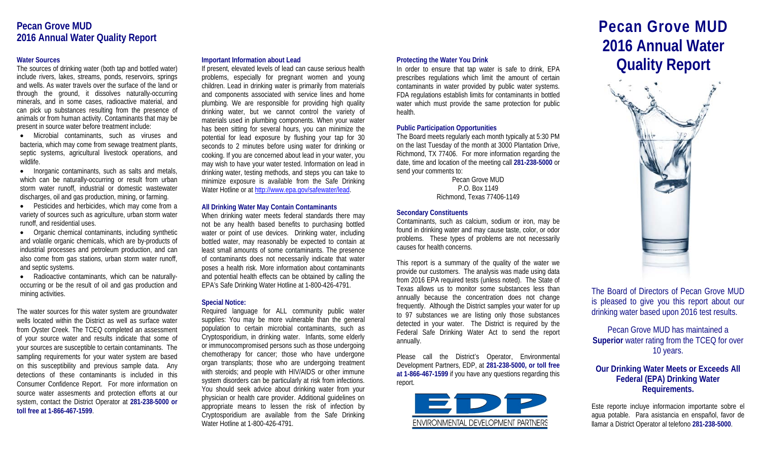# Pecan Grove MUD 2016 Annual Water Quality Report

### Water Sources

The sources of drinking water (both tap and bottled water) include rivers, lakes, streams, ponds, reservoirs, springs and wells. As water travels over the surface of the land or through the ground, it dissolves naturally-occurring minerals, and in some cases, radioactive material, and can pick up substances resulting from the presence of animals or from human activity. Contaminants that may be present in source water before treatment include:

- Microbial contaminants, such as viruses and bacteria, which may come from sewage treatment plants, septic systems, agricultural livestock operations, and wildlife.
- Inorganic contaminants, such as salts and metals, which can be naturally-occurring or result from urban storm water runoff, industrial or domestic wastewater discharges, oil and gas production, mining, or farming.
- Pesticides and herbicides, which may come from a variety of sources such as agriculture, urban storm water runoff, and residential uses.
- Organic chemical contaminants, including synthetic and volatile organic chemicals, which are by-products of industrial processes and petroleum production, and can also come from gas stations, urban storm water runoff, and septic systems.
- Radioactive contaminants, which can be naturally-occurring or be the result of oil and gas production and mining activities.

The water sources for this water system are groundwater wells located within the District as well as surface water from Oyster Creek. The TCEQ completed an assessment of your source water and results indicate that some of your sources are susceptible to certain contaminants. The sampling requirements for your water system are based on this susceptibility and previous sample data. Any detections of these contaminants is included in this Consumer Confidence Report. For more information on source water assesments and protection efforts at our system, contact the District Operator at **281-238-5000 or toll free at 1-866-467-1599**.

### Important Information about Lead

If present, elevated levels of lead can cause serious health problems, especially for pregnant women and young children. Lead in drinking water is primarily from materials and components associated with service lines and home plumbing. We are responsible for providing high quality drinking water, but we cannot control the variety of materials used in plumbing components. When your water has been sitting for several hours, you can minimize the potential for lead exposure by flushing your tap for 30 seconds to 2 minutes before using water for drinking or cooking. If you are concerned about lead in your water, you may wish to have your water tested. Information on lead in drinking water, testing methods, and steps you can take to minimize exposure is available from the Safe Drinking Water Hotline or at http://www.epa.gov/safewater/lead.

### All Drinking Water May Contain Contaminants

When drinking water meets federal standards there may not be any health based benefits to purchasing bottled water or point of use devices. Drinking water, including bottled water, may reasonably be expected to contain at least small amounts of some contaminants. The presence of contaminants does not necessarily indicate that water poses a health risk. More information about contaminants and potential health effects can be obtained by calling the EPA's Safe Drinking Water Hotline at 1-800-426-4791.

### Special Notice:

Required language for ALL community public water supplies: You may be more vulnerable than the general population to certain microbial contaminants, such as Cryptosporidium, in drinking water. Infants, some elderly or immunocompromised persons such as those undergoing chemotherapy for cancer; those who have undergone organ transplants; those who are undergoing treatment with steroids; and people with HIV/AIDS or other immune system disorders can be particularly at risk from infections. You should seek advice about drinking water from your physician or health care provider. Additional guidelines on appropriate means to lessen the risk of infection by Cryptosporidium are available from the Safe Drinking Water Hotline at 1-800-426-4791.

### Protecting the Water You Drink

In order to ensure that tap water is safe to drink, EPA prescribes regulations which limit the amount of certain contaminants in water provided by public water systems. FDA regulations establish limits for contaminants in bottled water which must provide the same protection for public health.

### Public Participation Opportunities

The Board meets regularly each month typically at 5:30 PM on the last Tuesday of the month at 3000 Plantation Drive, Richmond, TX 77406. For more information regarding the date, time and location of the meeting call **281-238-5000** or send your comments to:

Pecan Grove MUD
P.O. Box 1149
Richmond, Texas 77406-1149

### Secondary Constituents

Contaminants, such as calcium, sodium or iron, may be found in drinking water and may cause taste, color, or odor problems. These types of problems are not necessarily causes for health concerns.

This report is a summary of the quality of the water we provide our customers. The analysis was made using data from 2016 EPA required tests (unless noted). The State of Texas allows us to monitor some substances less than annually because the concentration does not change frequently. Although the District samples your water for up to 97 substances we are listing only those substances detected in your water. The District is required by the Federal Safe Drinking Water Act to send the report annually.

Please call the District's Operator, Environmental Development Partners, EDP, at **281-238-5000, or toll free at 1-866-467-1599** if you have any questions regarding this report.

EDP
ENVIRONMENTAL DEVELOPMENT PARTNERS

# Pecan Grove MUD 2016 Annual Water Quality Report

The Board of Directors of Pecan Grove MUD is pleased to give you this report about our drinking water based upon 2016 test results.

Pecan Grove MUD has maintained a **Superior** water rating from the TCEQ for over 10 years.

### Our Drinking Water Meets or Exceeds All Federal (EPA) Drinking Water Requirements.

Este reporte incluye informacion importante sobre el agua potable. Para asistancia en enspañol, favor de llamar a District Operator al telefono **281-238-5000**.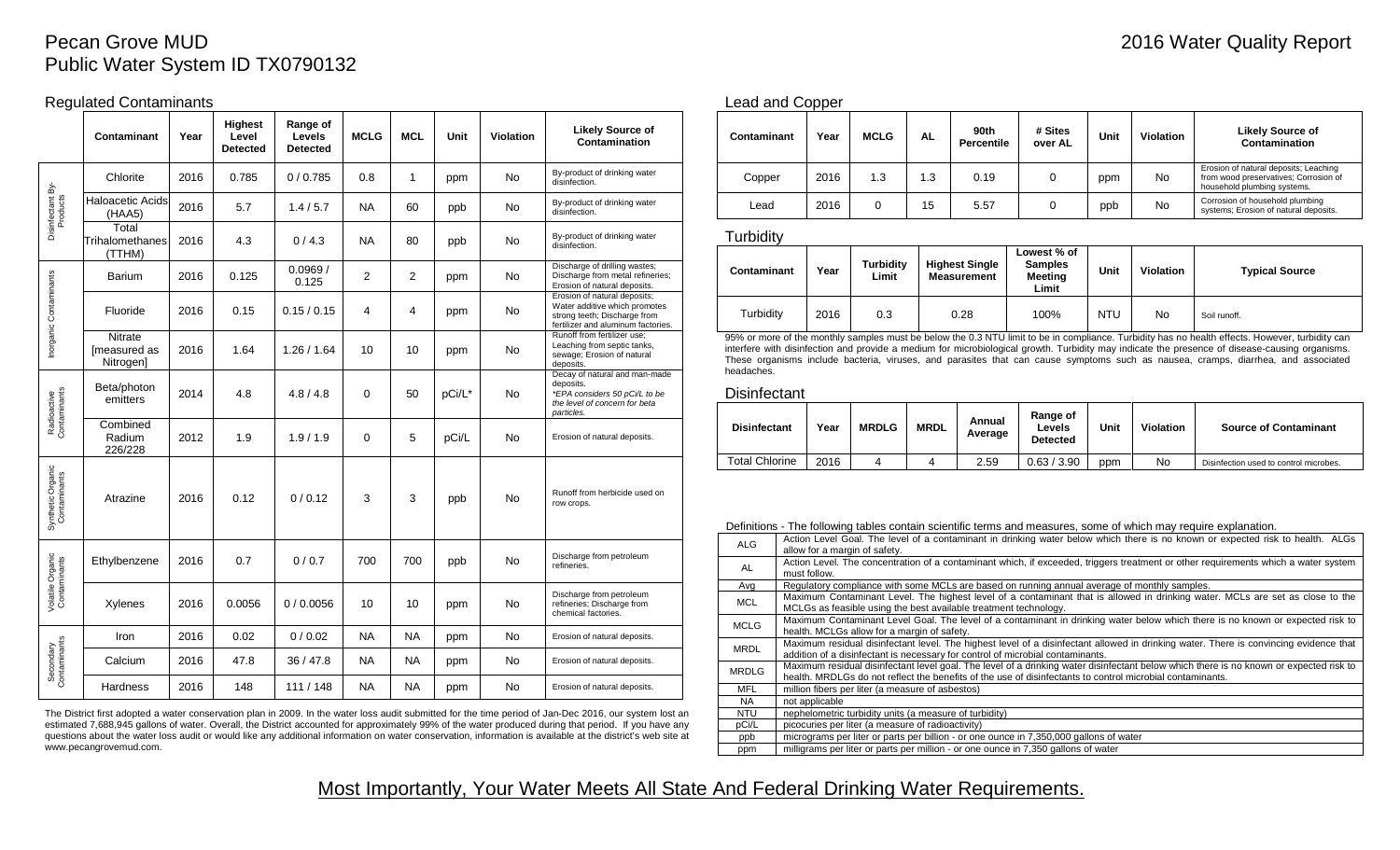# Pecan Grove MUD

Public Water System ID TX0790132

2016 Water Quality Report

## Regulated Contaminants

| | Contaminant | Year | Highest Level Detected | Range of Levels Detected | MCLG | MCL | Unit | Violation | Likely Source of Contamination |
|---|---|---|---|---|---|---|---|---|---|
| Disinfectant By-Products | Chlorite | 2016 | 0.785 | 0 / 0.785 | 0.8 | 1 | ppm | No | By-product of drinking water disinfection. |
| | Haloacetic Acids (HAA5) | 2016 | 5.7 | 1.4 / 5.7 | NA | 60 | ppb | No | By-product of drinking water disinfection. |
| | Total Trihalomethanes (TTHM) | 2016 | 4.3 | 0 / 4.3 | NA | 80 | ppb | No | By-product of drinking water disinfection. |
| Inorganic Contaminants | Barium | 2016 | 0.125 | 0.0969 / 0.125 | 2 | 2 | ppm | No | Discharge of drilling wastes; Discharge from metal refineries; Erosion of natural deposits. |
| | Fluoride | 2016 | 0.15 | 0.15 / 0.15 | 4 | 4 | ppm | No | Erosion of natural deposits; Water additive which promotes strong teeth; Discharge from fertilizer and aluminum factories. |
| | Nitrate [measured as Nitrogen] | 2016 | 1.64 | 1.26 / 1.64 | 10 | 10 | ppm | No | Runoff from fertilizer use; Leaching from septic tanks, sewage; Erosion of natural deposits. |
| Radioactive Contaminants | Beta/photon emitters | 2014 | 4.8 | 4.8 / 4.8 | 0 | 50 | pCi/L* | No | Decay of natural and man-made deposits. *EPA considers 50 pCi/L to be the level of concern for beta particles. |
| | Combined Radium 226/228 | 2012 | 1.9 | 1.9 / 1.9 | 0 | 5 | pCi/L | No | Erosion of natural deposits. |
| Synthetic Organic Contaminants | Atrazine | 2016 | 0.12 | 0 / 0.12 | 3 | 3 | ppb | No | Runoff from herbicide used on row crops. |
| Volatile Organic Contaminants | Ethylbenzene | 2016 | 0.7 | 0 / 0.7 | 700 | 700 | ppb | No | Discharge from petroleum refineries. |
| | Xylenes | 2016 | 0.0056 | 0 / 0.0056 | 10 | 10 | ppm | No | Discharge from petroleum refineries; Discharge from chemical factories. |
| Secondary Contaminants | Iron | 2016 | 0.02 | 0 / 0.02 | NA | NA | ppm | No | Erosion of natural deposits. |
| | Calcium | 2016 | 47.8 | 36 / 47.8 | NA | NA | ppm | No | Erosion of natural deposits. |
| | Hardness | 2016 | 148 | 111 / 148 | NA | NA | ppm | No | Erosion of natural deposits. |

The District first adopted a water conservation plan in 2009. In the water loss audit submitted for the time period of Jan-Dec 2016, our system lost an estimated 7,688,945 gallons of water. Overall, the District accounted for approximately 99% of the water produced during that period. If you have any questions about the water loss audit or would like any additional information on water conservation, information is available at the district's web site at www.pecangrovemud.com.

## Lead and Copper

| Contaminant | Year | MCLG | AL | 90th Percentile | # Sites over AL | Unit | Violation | Likely Source of Contamination |
|---|---|---|---|---|---|---|---|---|
| Copper | 2016 | 1.3 | 1.3 | 0.19 | 0 | ppm | No | Erosion of natural deposits; Leaching from wood preservatives; Corrosion of household plumbing systems. |
| Lead | 2016 | 0 | 15 | 5.57 | 0 | ppb | No | Corrosion of household plumbing systems; Erosion of natural deposits. |

## Turbidity

| Contaminant | Year | Turbidity Limit | Highest Single Measurement | Lowest % of Samples Meeting Limit | Unit | Violation | Typical Source |
|---|---|---|---|---|---|---|---|
| Turbidity | 2016 | 0.3 | 0.28 | 100% | NTU | No | Soil runoff. |

95% or more of the monthly samples must be below the 0.3 NTU limit to be in compliance. Turbidity has no health effects. However, turbidity can interfere with disinfection and provide a medium for microbiological growth. Turbidity may indicate the presence of disease-causing organisms. These organisms include bacteria, viruses, and parasites that can cause symptoms such as nausea, cramps, diarrhea, and associated headaches.

## Disinfectant

| Disinfectant | Year | MRDLG | MRDL | Annual Average | Range of Levels Detected | Unit | Violation | Source of Contaminant |
|---|---|---|---|---|---|---|---|---|
| Total Chlorine | 2016 | 4 | 4 | 2.59 | 0.63 / 3.90 | ppm | No | Disinfection used to control microbes. |

Definitions - The following tables contain scientific terms and measures, some of which may require explanation.

| | |
|---|---|
| ALG | Action Level Goal. The level of a contaminant in drinking water below which there is no known or expected risk to health. ALGs allow for a margin of safety. |
| AL | Action Level. The concentration of a contaminant which, if exceeded, triggers treatment or other requirements which a water system must follow. |
| Avg | Regulatory compliance with some MCLs are based on running annual average of monthly samples. |
| MCL | Maximum Contaminant Level. The highest level of a contaminant that is allowed in drinking water. MCLs are set as close to the MCLGs as feasible using the best available treatment technology. |
| MCLG | Maximum Contaminant Level Goal. The level of a contaminant in drinking water below which there is no known or expected risk to health. MCLGs allow for a margin of safety. |
| MRDL | Maximum residual disinfectant level. The highest level of a disinfectant allowed in drinking water. There is convincing evidence that addition of a disinfectant is necessary for control of microbial contaminants. |
| MRDLG | Maximum residual disinfectant level goal. The level of a drinking water disinfectant below which there is no known or expected risk to health. MRDLGs do not reflect the benefits of the use of disinfectants to control microbial contaminants. |
| MFL | million fibers per liter (a measure of asbestos) |
| NA | not applicable |
| NTU | nephelometric turbidity units (a measure of turbidity) |
| pCi/L | picocuries per liter (a measure of radioactivity) |
| ppb | micrograms per liter or parts per billion - or one ounce in 7,350,000 gallons of water |
| ppm | milligrams per liter or parts per million - or one ounce in 7,350 gallons of water |

**Most Importantly, Your Water Meets All State And Federal Drinking Water Requirements.**